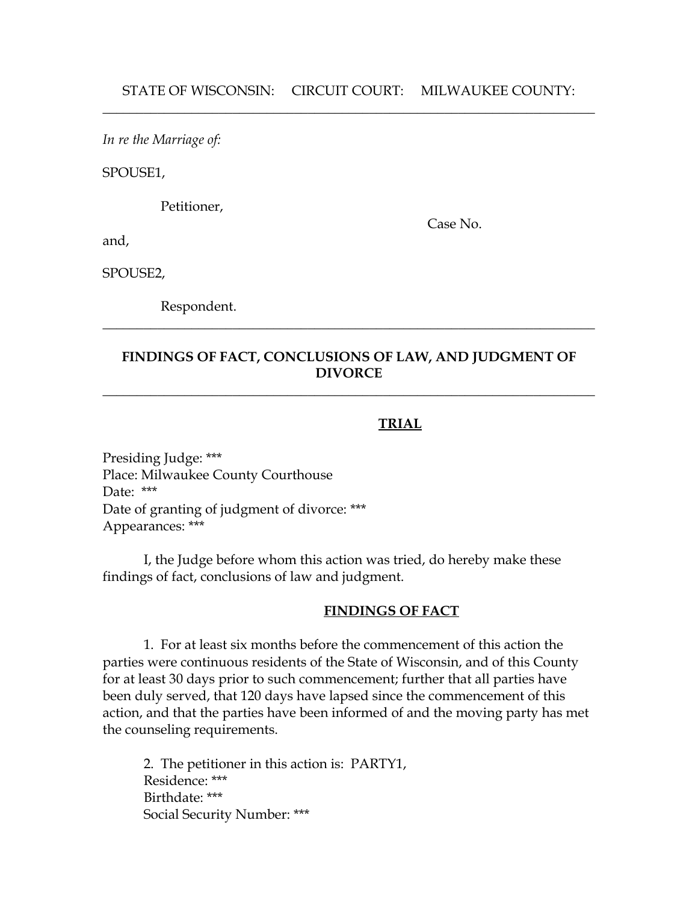STATE OF WISCONSIN: CIRCUIT COURT: MILWAUKEE COUNTY:

---

*In re the Marriage of:*

SPOUSE1,

Petitioner,

Case No.

and,

SPOUSE2,

Respondent.

---

**FINDINGS OF FACT, CONCLUSIONS OF LAW, AND JUDGMENT OF DIVORCE**

---

**TRIAL**

Presiding Judge: ***
Place: Milwaukee County Courthouse
Date: ***
Date of granting of judgment of divorce: ***
Appearances: ***

I, the Judge before whom this action was tried, do hereby make these findings of fact, conclusions of law and judgment.

**FINDINGS OF FACT**

1. For at least six months before the commencement of this action the parties were continuous residents of the State of Wisconsin, and of this County for at least 30 days prior to such commencement; further that all parties have been duly served, that 120 days have lapsed since the commencement of this action, and that the parties have been informed of and the moving party has met the counseling requirements.

2. The petitioner in this action is: PARTY1,
Residence: ***
Birthdate: ***
Social Security Number: ***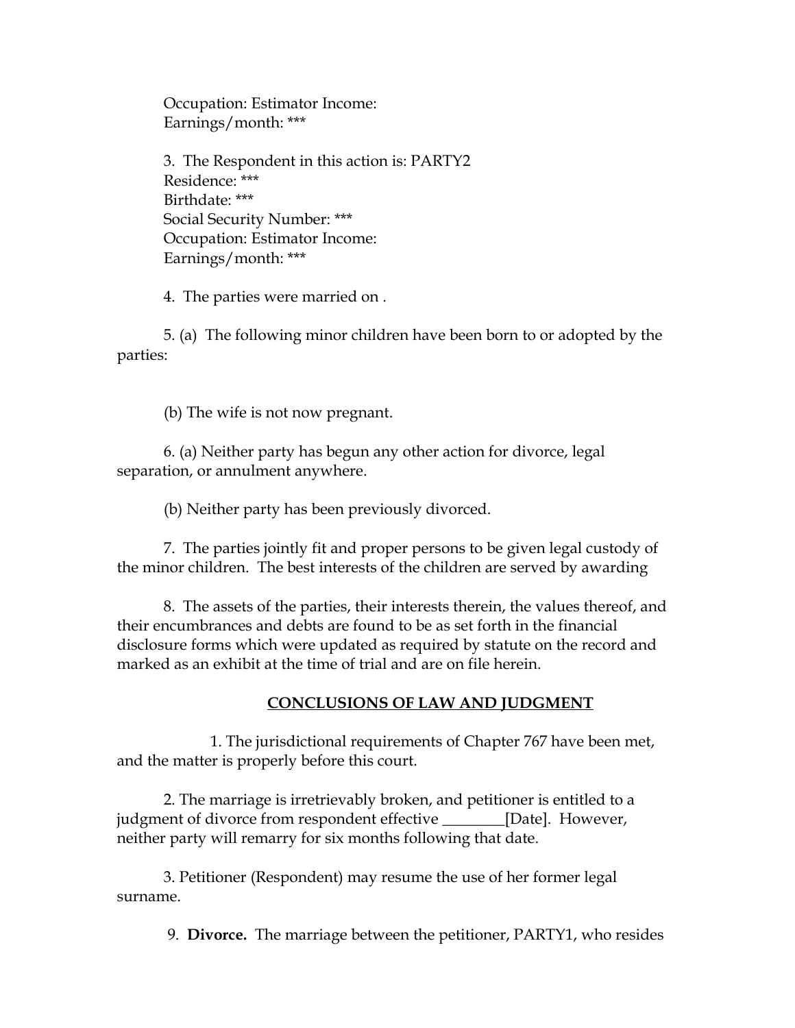Occupation: Estimator Income:
Earnings/month: ***

3. The Respondent in this action is: PARTY2
Residence: ***
Birthdate: ***
Social Security Number: ***
Occupation: Estimator Income:
Earnings/month: ***

4. The parties were married on .

5. (a) The following minor children have been born to or adopted by the parties:

(b) The wife is not now pregnant.

6. (a) Neither party has begun any other action for divorce, legal separation, or annulment anywhere.

(b) Neither party has been previously divorced.

7. The parties jointly fit and proper persons to be given legal custody of the minor children. The best interests of the children are served by awarding

8. The assets of the parties, their interests therein, the values thereof, and their encumbrances and debts are found to be as set forth in the financial disclosure forms which were updated as required by statute on the record and marked as an exhibit at the time of trial and are on file herein.

## CONCLUSIONS OF LAW AND JUDGMENT

1. The jurisdictional requirements of Chapter 767 have been met, and the matter is properly before this court.

2. The marriage is irretrievably broken, and petitioner is entitled to a judgment of divorce from respondent effective ________[Date]. However, neither party will remarry for six months following that date.

3. Petitioner (Respondent) may resume the use of her former legal surname.

9. **Divorce.** The marriage between the petitioner, PARTY1, who resides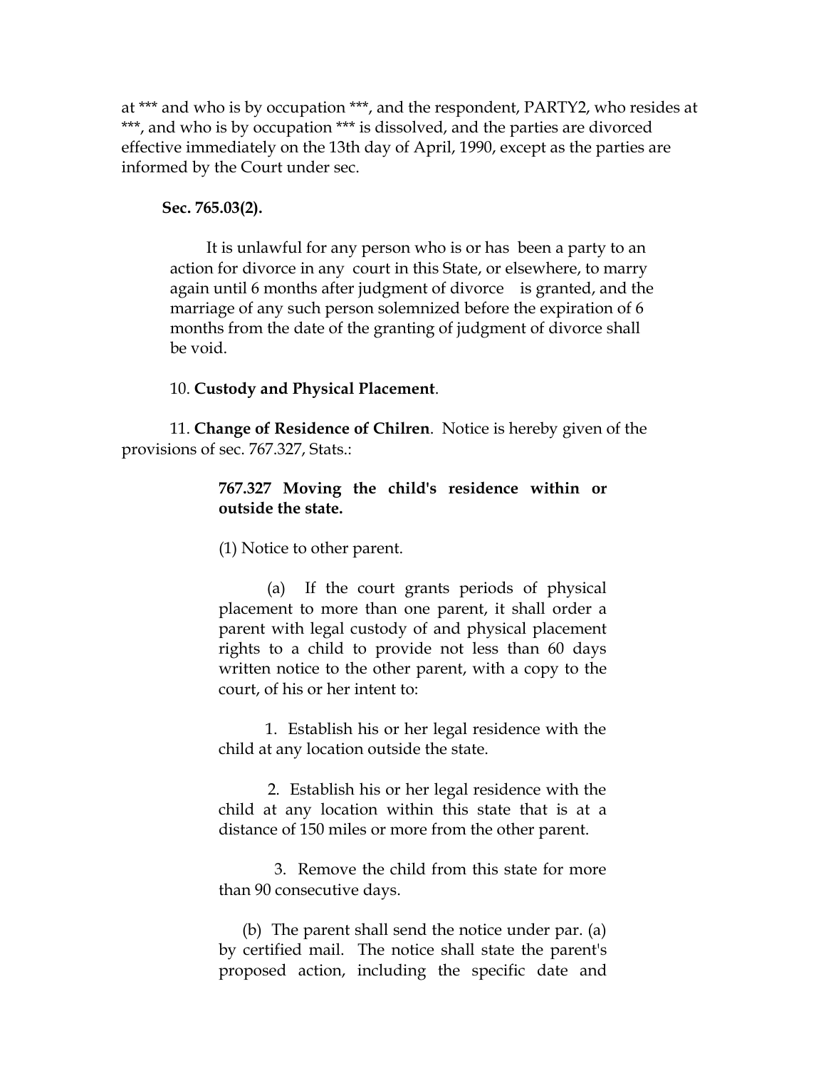at *** and who is by occupation ***, and the respondent, PARTY2, who resides at ***, and who is by occupation *** is dissolved, and the parties are divorced effective immediately on the 13th day of April, 1990, except as the parties are informed by the Court under sec.

**Sec. 765.03(2).**

> It is unlawful for any person who is or has been a party to an action for divorce in any court in this State, or elsewhere, to marry again until 6 months after judgment of divorce is granted, and the marriage of any such person solemnized before the expiration of 6 months from the date of the granting of judgment of divorce shall be void.

10. **Custody and Physical Placement**.

11. **Change of Residence of Chilren**. Notice is hereby given of the provisions of sec. 767.327, Stats.:

> **767.327 Moving the child's residence within or outside the state.**
>
> (1) Notice to other parent.
>
> (a) If the court grants periods of physical placement to more than one parent, it shall order a parent with legal custody of and physical placement rights to a child to provide not less than 60 days written notice to the other parent, with a copy to the court, of his or her intent to:
>
> 1. Establish his or her legal residence with the child at any location outside the state.
>
> 2. Establish his or her legal residence with the child at any location within this state that is at a distance of 150 miles or more from the other parent.
>
> 3. Remove the child from this state for more than 90 consecutive days.
>
> (b) The parent shall send the notice under par. (a) by certified mail. The notice shall state the parent's proposed action, including the specific date and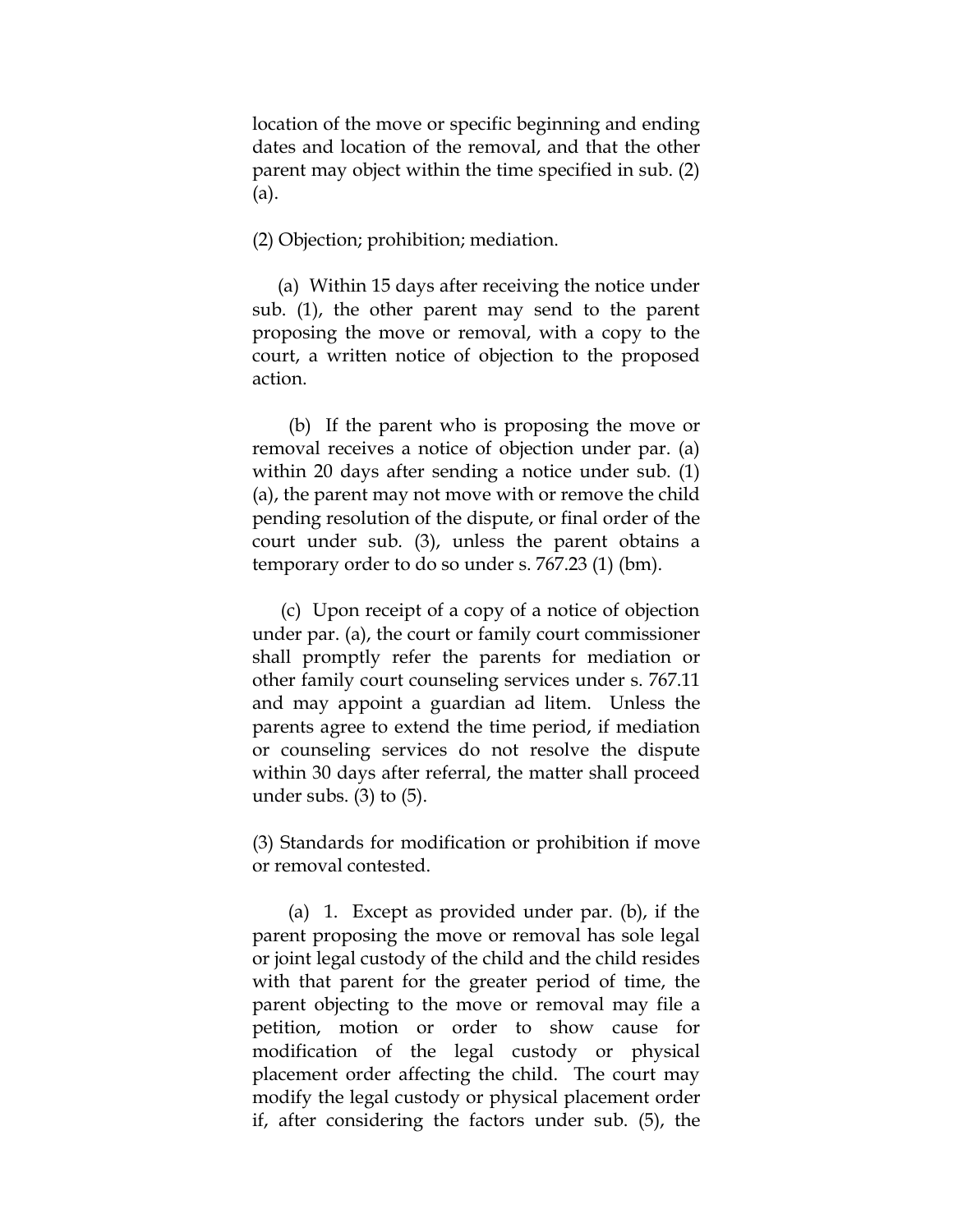location of the move or specific beginning and ending dates and location of the removal, and that the other parent may object within the time specified in sub. (2) (a).

(2) Objection; prohibition; mediation.

(a) Within 15 days after receiving the notice under sub. (1), the other parent may send to the parent proposing the move or removal, with a copy to the court, a written notice of objection to the proposed action.

(b) If the parent who is proposing the move or removal receives a notice of objection under par. (a) within 20 days after sending a notice under sub. (1) (a), the parent may not move with or remove the child pending resolution of the dispute, or final order of the court under sub. (3), unless the parent obtains a temporary order to do so under s. 767.23 (1) (bm).

(c) Upon receipt of a copy of a notice of objection under par. (a), the court or family court commissioner shall promptly refer the parents for mediation or other family court counseling services under s. 767.11 and may appoint a guardian ad litem. Unless the parents agree to extend the time period, if mediation or counseling services do not resolve the dispute within 30 days after referral, the matter shall proceed under subs. (3) to (5).

(3) Standards for modification or prohibition if move or removal contested.

(a) 1. Except as provided under par. (b), if the parent proposing the move or removal has sole legal or joint legal custody of the child and the child resides with that parent for the greater period of time, the parent objecting to the move or removal may file a petition, motion or order to show cause for modification of the legal custody or physical placement order affecting the child. The court may modify the legal custody or physical placement order if, after considering the factors under sub. (5), the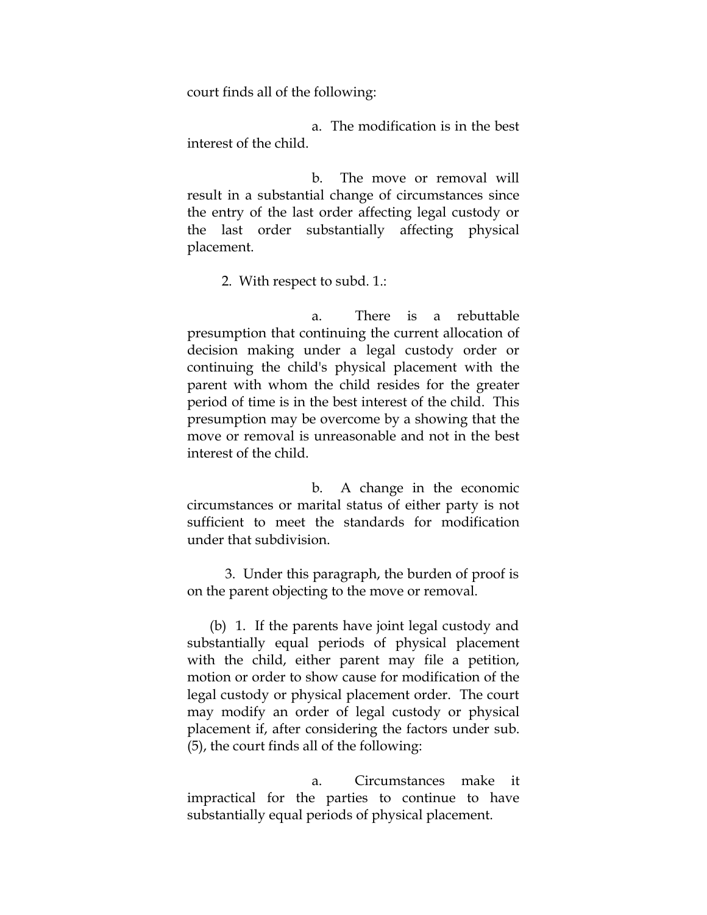court finds all of the following:

a. The modification is in the best interest of the child.

b. The move or removal will result in a substantial change of circumstances since the entry of the last order affecting legal custody or the last order substantially affecting physical placement.

2. With respect to subd. 1.:

a. There is a rebuttable presumption that continuing the current allocation of decision making under a legal custody order or continuing the child's physical placement with the parent with whom the child resides for the greater period of time is in the best interest of the child. This presumption may be overcome by a showing that the move or removal is unreasonable and not in the best interest of the child.

b. A change in the economic circumstances or marital status of either party is not sufficient to meet the standards for modification under that subdivision.

3. Under this paragraph, the burden of proof is on the parent objecting to the move or removal.

(b) 1. If the parents have joint legal custody and substantially equal periods of physical placement with the child, either parent may file a petition, motion or order to show cause for modification of the legal custody or physical placement order. The court may modify an order of legal custody or physical placement if, after considering the factors under sub. (5), the court finds all of the following:

a. Circumstances make it impractical for the parties to continue to have substantially equal periods of physical placement.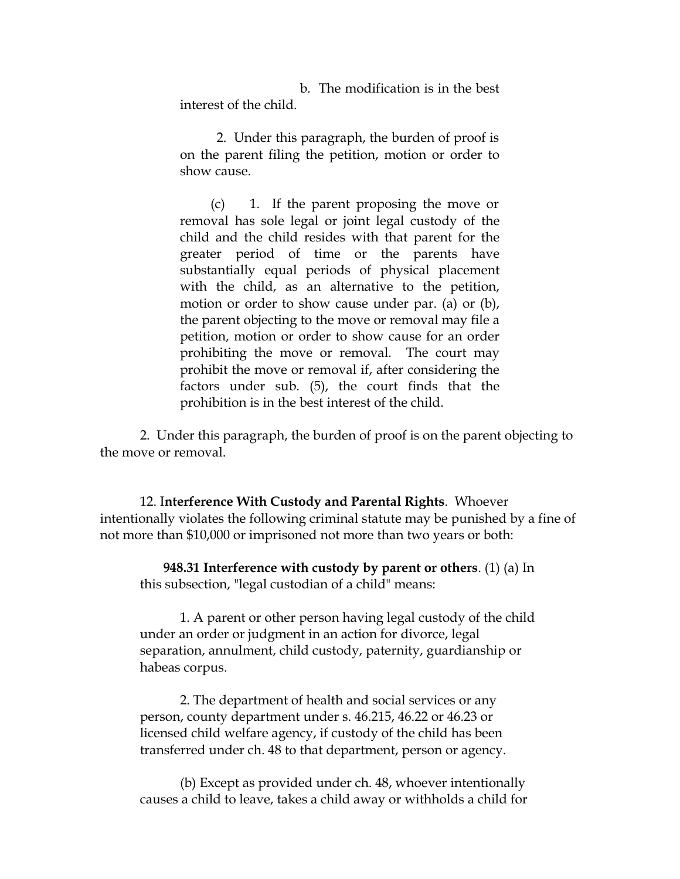b. The modification is in the best interest of the child.

2. Under this paragraph, the burden of proof is on the parent filing the petition, motion or order to show cause.

(c) 1. If the parent proposing the move or removal has sole legal or joint legal custody of the child and the child resides with that parent for the greater period of time or the parents have substantially equal periods of physical placement with the child, as an alternative to the petition, motion or order to show cause under par. (a) or (b), the parent objecting to the move or removal may file a petition, motion or order to show cause for an order prohibiting the move or removal. The court may prohibit the move or removal if, after considering the factors under sub. (5), the court finds that the prohibition is in the best interest of the child.

2. Under this paragraph, the burden of proof is on the parent objecting to the move or removal.

12. I**nterference With Custody and Parental Rights**. Whoever intentionally violates the following criminal statute may be punished by a fine of not more than $10,000 or imprisoned not more than two years or both:

**948.31 Interference with custody by parent or others**. (1) (a) In this subsection, "legal custodian of a child" means:

1. A parent or other person having legal custody of the child under an order or judgment in an action for divorce, legal separation, annulment, child custody, paternity, guardianship or habeas corpus.

2. The department of health and social services or any person, county department under s. 46.215, 46.22 or 46.23 or licensed child welfare agency, if custody of the child has been transferred under ch. 48 to that department, person or agency.

(b) Except as provided under ch. 48, whoever intentionally causes a child to leave, takes a child away or withholds a child for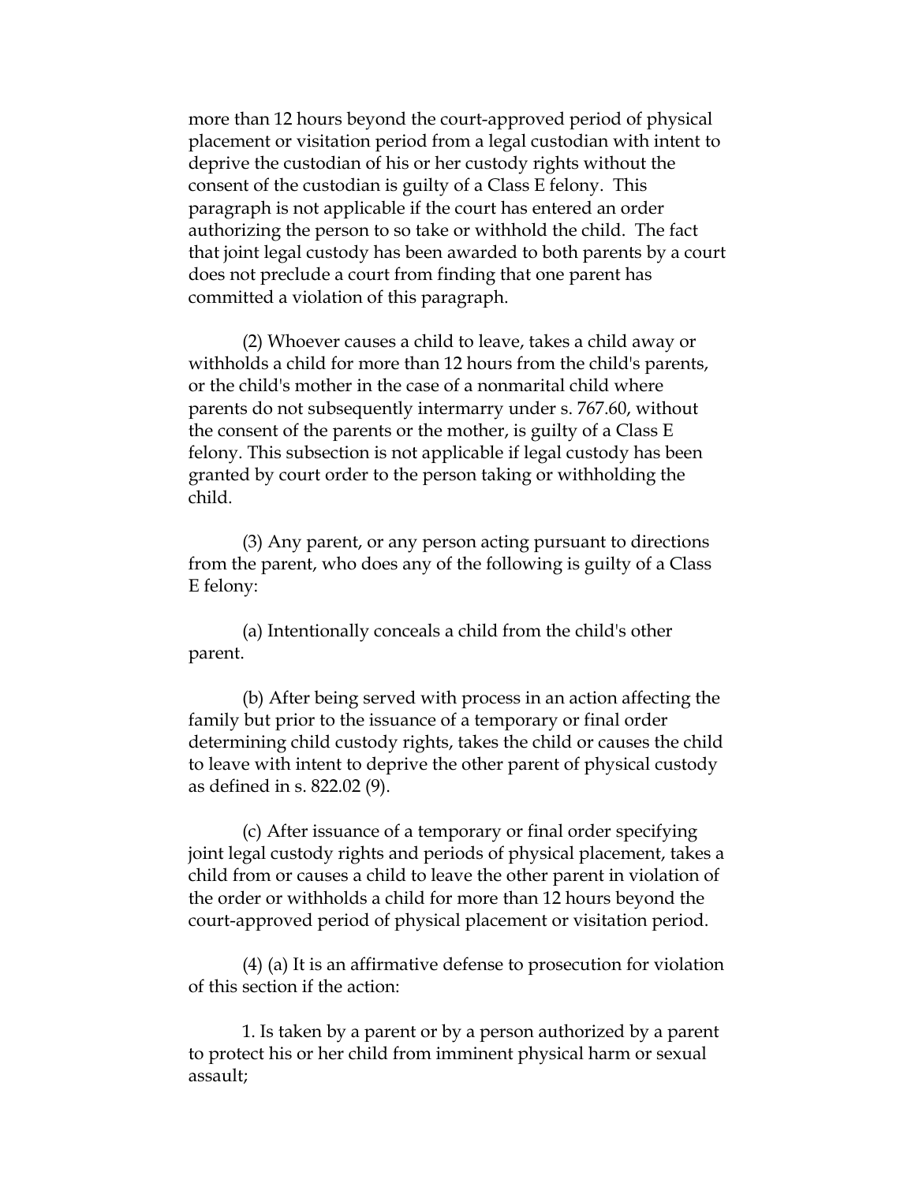more than 12 hours beyond the court-approved period of physical placement or visitation period from a legal custodian with intent to deprive the custodian of his or her custody rights without the consent of the custodian is guilty of a Class E felony. This paragraph is not applicable if the court has entered an order authorizing the person to so take or withhold the child. The fact that joint legal custody has been awarded to both parents by a court does not preclude a court from finding that one parent has committed a violation of this paragraph.

(2) Whoever causes a child to leave, takes a child away or withholds a child for more than 12 hours from the child's parents, or the child's mother in the case of a nonmarital child where parents do not subsequently intermarry under s. 767.60, without the consent of the parents or the mother, is guilty of a Class E felony. This subsection is not applicable if legal custody has been granted by court order to the person taking or withholding the child.

(3) Any parent, or any person acting pursuant to directions from the parent, who does any of the following is guilty of a Class E felony:

(a) Intentionally conceals a child from the child's other parent.

(b) After being served with process in an action affecting the family but prior to the issuance of a temporary or final order determining child custody rights, takes the child or causes the child to leave with intent to deprive the other parent of physical custody as defined in s. 822.02 (9).

(c) After issuance of a temporary or final order specifying joint legal custody rights and periods of physical placement, takes a child from or causes a child to leave the other parent in violation of the order or withholds a child for more than 12 hours beyond the court-approved period of physical placement or visitation period.

(4) (a) It is an affirmative defense to prosecution for violation of this section if the action:

1. Is taken by a parent or by a person authorized by a parent to protect his or her child from imminent physical harm or sexual assault;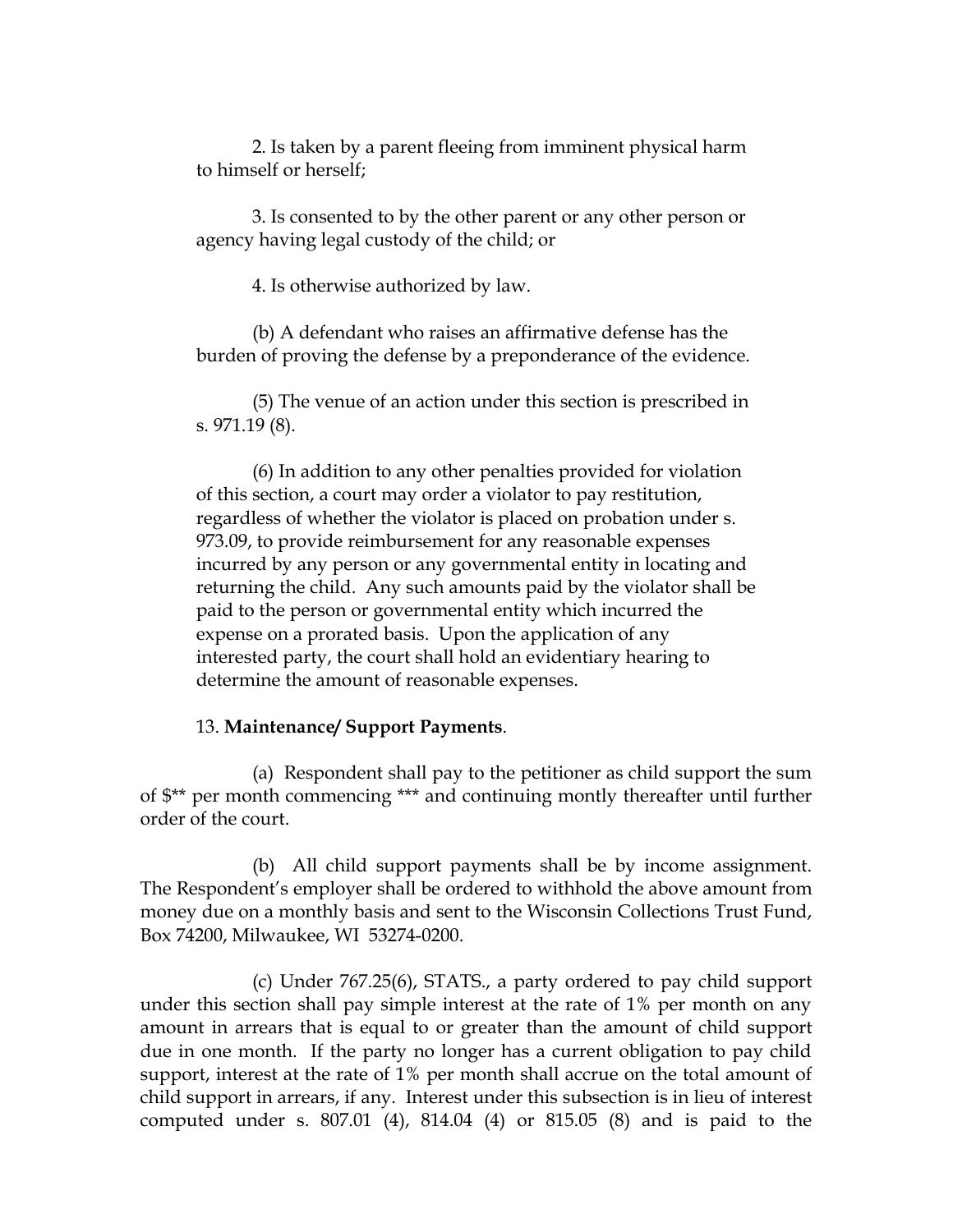2. Is taken by a parent fleeing from imminent physical harm to himself or herself;

3. Is consented to by the other parent or any other person or agency having legal custody of the child; or

4. Is otherwise authorized by law.

(b) A defendant who raises an affirmative defense has the burden of proving the defense by a preponderance of the evidence.

(5) The venue of an action under this section is prescribed in s. 971.19 (8).

(6) In addition to any other penalties provided for violation of this section, a court may order a violator to pay restitution, regardless of whether the violator is placed on probation under s. 973.09, to provide reimbursement for any reasonable expenses incurred by any person or any governmental entity in locating and returning the child. Any such amounts paid by the violator shall be paid to the person or governmental entity which incurred the expense on a prorated basis. Upon the application of any interested party, the court shall hold an evidentiary hearing to determine the amount of reasonable expenses.

13. **Maintenance/ Support Payments**.

(a) Respondent shall pay to the petitioner as child support the sum of $** per month commencing *** and continuing montly thereafter until further order of the court.

(b) All child support payments shall be by income assignment. The Respondent's employer shall be ordered to withhold the above amount from money due on a monthly basis and sent to the Wisconsin Collections Trust Fund, Box 74200, Milwaukee, WI 53274-0200.

(c) Under 767.25(6), STATS., a party ordered to pay child support under this section shall pay simple interest at the rate of 1% per month on any amount in arrears that is equal to or greater than the amount of child support due in one month. If the party no longer has a current obligation to pay child support, interest at the rate of 1% per month shall accrue on the total amount of child support in arrears, if any. Interest under this subsection is in lieu of interest computed under s. 807.01 (4), 814.04 (4) or 815.05 (8) and is paid to the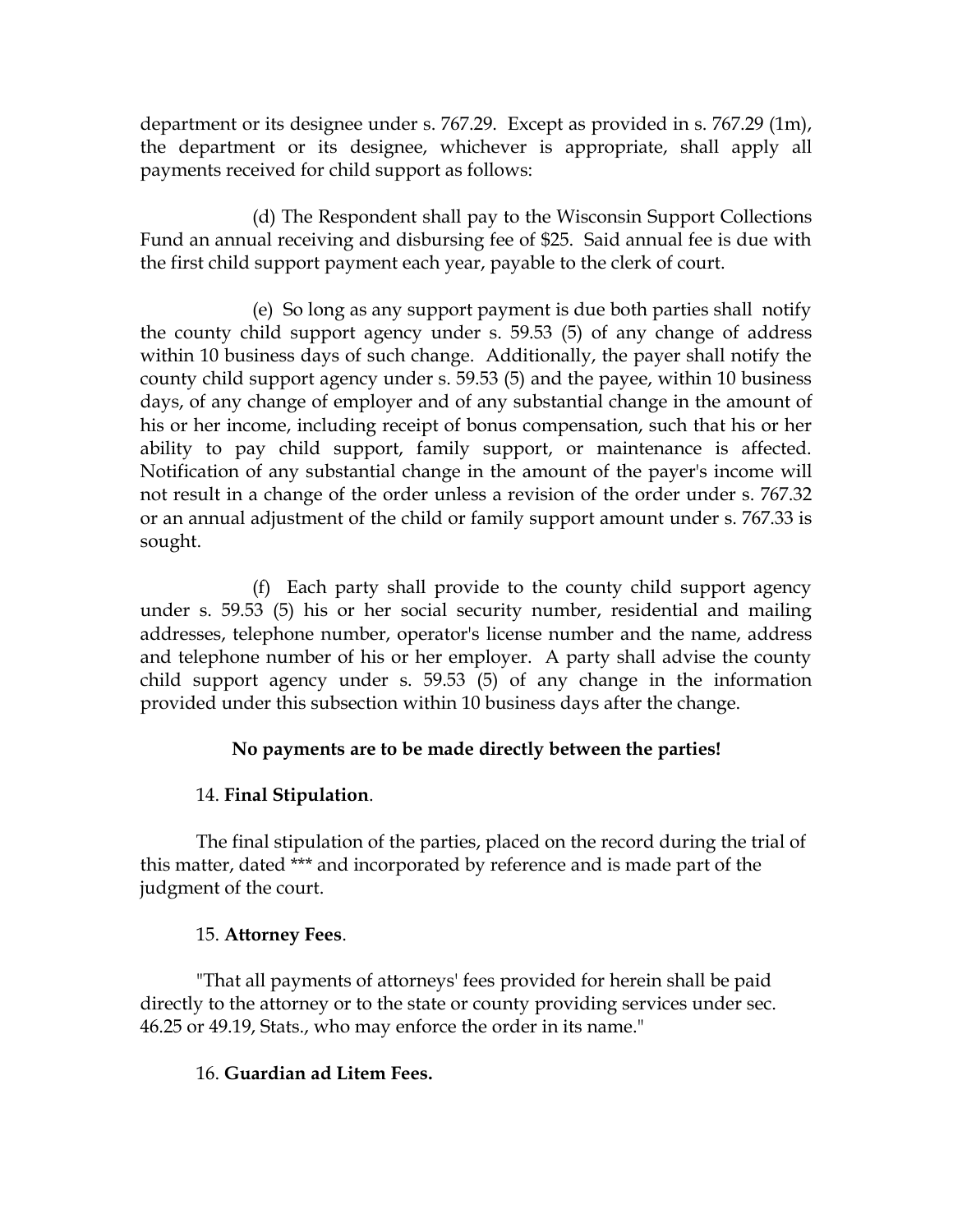department or its designee under s. 767.29. Except as provided in s. 767.29 (1m), the department or its designee, whichever is appropriate, shall apply all payments received for child support as follows:

(d) The Respondent shall pay to the Wisconsin Support Collections Fund an annual receiving and disbursing fee of $25. Said annual fee is due with the first child support payment each year, payable to the clerk of court.

(e) So long as any support payment is due both parties shall notify the county child support agency under s. 59.53 (5) of any change of address within 10 business days of such change. Additionally, the payer shall notify the county child support agency under s. 59.53 (5) and the payee, within 10 business days, of any change of employer and of any substantial change in the amount of his or her income, including receipt of bonus compensation, such that his or her ability to pay child support, family support, or maintenance is affected. Notification of any substantial change in the amount of the payer's income will not result in a change of the order unless a revision of the order under s. 767.32 or an annual adjustment of the child or family support amount under s. 767.33 is sought.

(f) Each party shall provide to the county child support agency under s. 59.53 (5) his or her social security number, residential and mailing addresses, telephone number, operator's license number and the name, address and telephone number of his or her employer. A party shall advise the county child support agency under s. 59.53 (5) of any change in the information provided under this subsection within 10 business days after the change.

**No payments are to be made directly between the parties!**

14. **Final Stipulation**.

The final stipulation of the parties, placed on the record during the trial of this matter, dated *** and incorporated by reference and is made part of the judgment of the court.

15. **Attorney Fees**.

"That all payments of attorneys' fees provided for herein shall be paid directly to the attorney or to the state or county providing services under sec. 46.25 or 49.19, Stats., who may enforce the order in its name."

16. **Guardian ad Litem Fees.**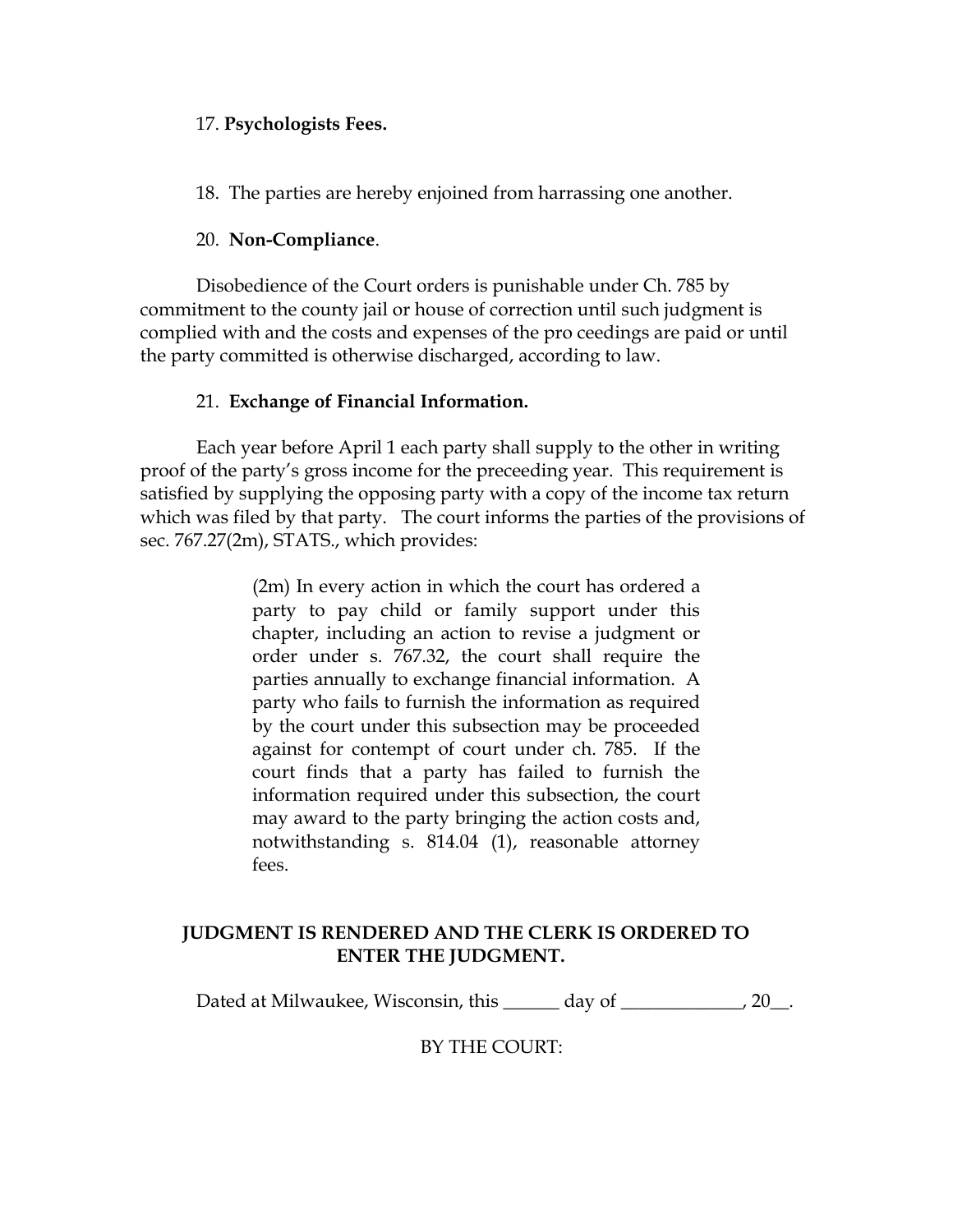17. **Psychologists Fees.**

18. The parties are hereby enjoined from harrassing one another.

20. **Non-Compliance**.

Disobedience of the Court orders is punishable under Ch. 785 by commitment to the county jail or house of correction until such judgment is complied with and the costs and expenses of the pro ceedings are paid or until the party committed is otherwise discharged, according to law.

21. **Exchange of Financial Information.**

Each year before April 1 each party shall supply to the other in writing proof of the party's gross income for the preceeding year. This requirement is satisfied by supplying the opposing party with a copy of the income tax return which was filed by that party. The court informs the parties of the provisions of sec. 767.27(2m), STATS., which provides:

> (2m) In every action in which the court has ordered a party to pay child or family support under this chapter, including an action to revise a judgment or order under s. 767.32, the court shall require the parties annually to exchange financial information. A party who fails to furnish the information as required by the court under this subsection may be proceeded against for contempt of court under ch. 785. If the court finds that a party has failed to furnish the information required under this subsection, the court may award to the party bringing the action costs and, notwithstanding s. 814.04 (1), reasonable attorney fees.

**JUDGMENT IS RENDERED AND THE CLERK IS ORDERED TO ENTER THE JUDGMENT.**

Dated at Milwaukee, Wisconsin, this ______ day of _____________, 20__.

BY THE COURT: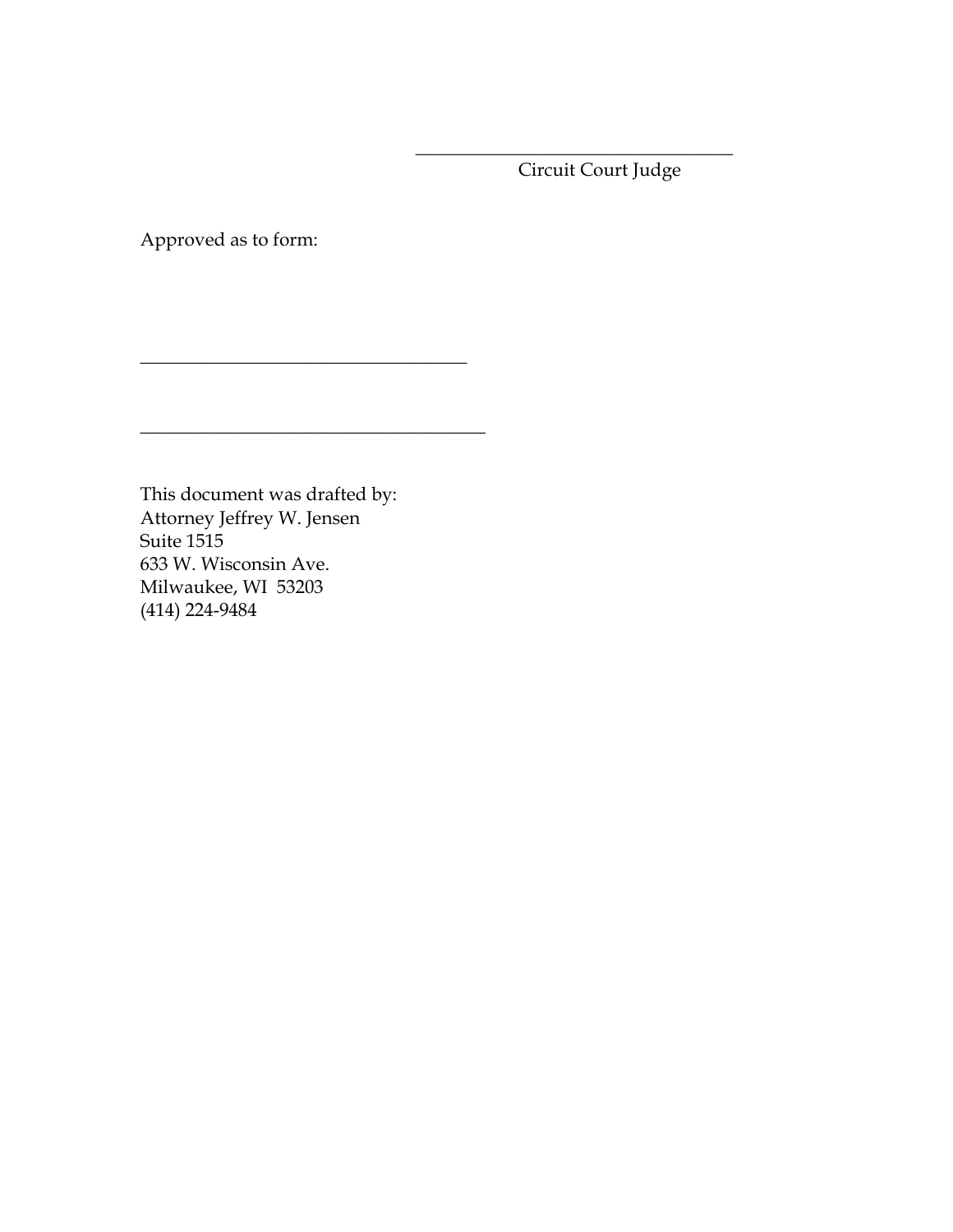\_\_\_\_\_\_\_\_\_\_\_\_\_\_\_\_\_\_\_\_\_\_\_\_\_\_\_\_\_\_\_\_\_\_

Circuit Court Judge

Approved as to form:

\_\_\_\_\_\_\_\_\_\_\_\_\_\_\_\_\_\_\_\_\_\_\_\_\_\_\_\_\_\_\_\_\_\_\_

\_\_\_\_\_\_\_\_\_\_\_\_\_\_\_\_\_\_\_\_\_\_\_\_\_\_\_\_\_\_\_\_\_\_\_\_\_

This document was drafted by:
Attorney Jeffrey W. Jensen
Suite 1515
633 W. Wisconsin Ave.
Milwaukee, WI 53203
(414) 224-9484